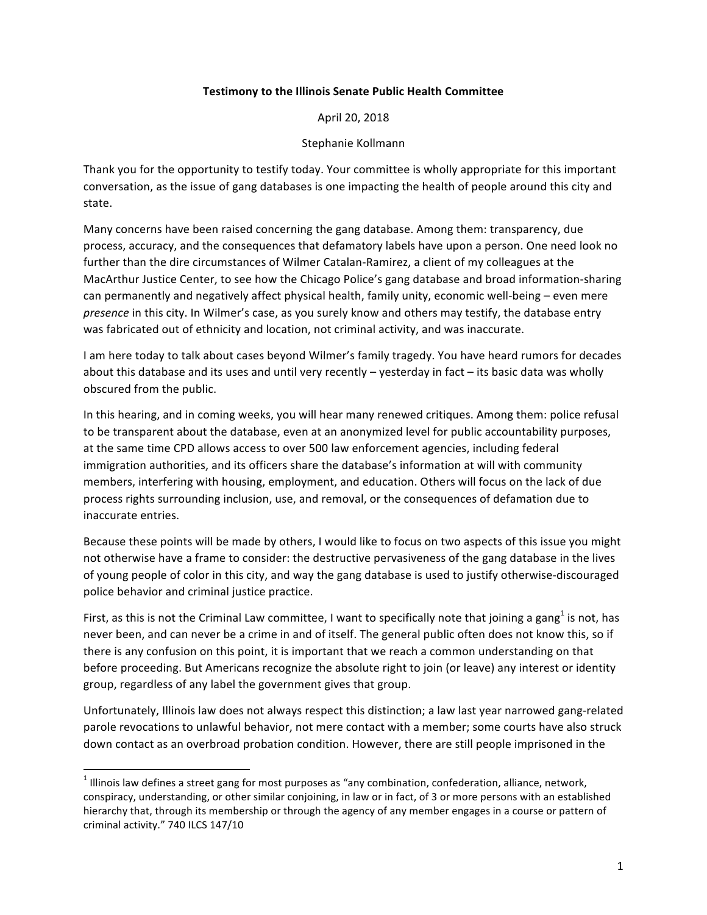**Testimony to the Illinois Senate Public Health Committee**

April 20, 2018

Stephanie Kollmann

Thank you for the opportunity to testify today. Your committee is wholly appropriate for this important conversation, as the issue of gang databases is one impacting the health of people around this city and state.

Many concerns have been raised concerning the gang database. Among them: transparency, due process, accuracy, and the consequences that defamatory labels have upon a person. One need look no further than the dire circumstances of Wilmer Catalan-Ramirez, a client of my colleagues at the MacArthur Justice Center, to see how the Chicago Police's gang database and broad information-sharing can permanently and negatively affect physical health, family unity, economic well-being – even mere *presence* in this city. In Wilmer's case, as you surely know and others may testify, the database entry was fabricated out of ethnicity and location, not criminal activity, and was inaccurate.

I am here today to talk about cases beyond Wilmer's family tragedy. You have heard rumors for decades about this database and its uses and until very recently – yesterday in fact – its basic data was wholly obscured from the public.

In this hearing, and in coming weeks, you will hear many renewed critiques. Among them: police refusal to be transparent about the database, even at an anonymized level for public accountability purposes, at the same time CPD allows access to over 500 law enforcement agencies, including federal immigration authorities, and its officers share the database's information at will with community members, interfering with housing, employment, and education. Others will focus on the lack of due process rights surrounding inclusion, use, and removal, or the consequences of defamation due to inaccurate entries.

Because these points will be made by others, I would like to focus on two aspects of this issue you might not otherwise have a frame to consider: the destructive pervasiveness of the gang database in the lives of young people of color in this city, and way the gang database is used to justify otherwise-discouraged police behavior and criminal justice practice.

First, as this is not the Criminal Law committee, I want to specifically note that joining a gang[1] is not, has never been, and can never be a crime in and of itself. The general public often does not know this, so if there is any confusion on this point, it is important that we reach a common understanding on that before proceeding. But Americans recognize the absolute right to join (or leave) any interest or identity group, regardless of any label the government gives that group.

Unfortunately, Illinois law does not always respect this distinction; a law last year narrowed gang-related parole revocations to unlawful behavior, not mere contact with a member; some courts have also struck down contact as an overbroad probation condition. However, there are still people imprisoned in the

[1] Illinois law defines a street gang for most purposes as "any combination, confederation, alliance, network, conspiracy, understanding, or other similar conjoining, in law or in fact, of 3 or more persons with an established hierarchy that, through its membership or through the agency of any member engages in a course or pattern of criminal activity." 740 ILCS 147/10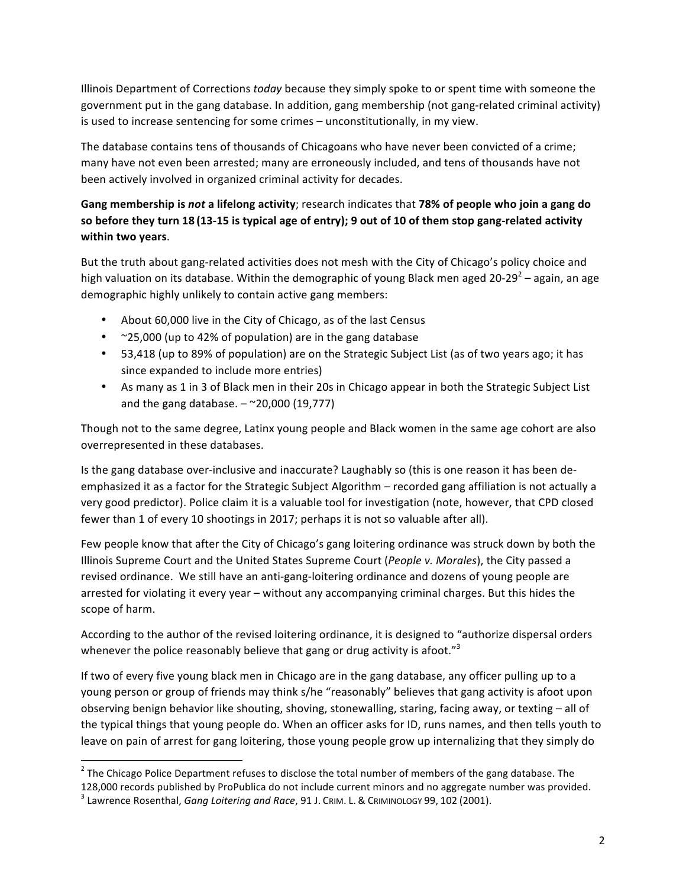Illinois Department of Corrections *today* because they simply spoke to or spent time with someone the government put in the gang database. In addition, gang membership (not gang-related criminal activity) is used to increase sentencing for some crimes – unconstitutionally, in my view.

The database contains tens of thousands of Chicagoans who have never been convicted of a crime; many have not even been arrested; many are erroneously included, and tens of thousands have not been actively involved in organized criminal activity for decades.

**Gang membership is *not* a lifelong activity**; research indicates that **78% of people who join a gang do so before they turn 18 (13-15 is typical age of entry); 9 out of 10 of them stop gang-related activity within two years**.

But the truth about gang-related activities does not mesh with the City of Chicago's policy choice and high valuation on its database. Within the demographic of young Black men aged 20-29[2] – again, an age demographic highly unlikely to contain active gang members:

- About 60,000 live in the City of Chicago, as of the last Census
- ~25,000 (up to 42% of population) are in the gang database
- 53,418 (up to 89% of population) are on the Strategic Subject List (as of two years ago; it has since expanded to include more entries)
- As many as 1 in 3 of Black men in their 20s in Chicago appear in both the Strategic Subject List and the gang database. – ~20,000 (19,777)

Though not to the same degree, Latinx young people and Black women in the same age cohort are also overrepresented in these databases.

Is the gang database over-inclusive and inaccurate? Laughably so (this is one reason it has been de-emphasized it as a factor for the Strategic Subject Algorithm – recorded gang affiliation is not actually a very good predictor). Police claim it is a valuable tool for investigation (note, however, that CPD closed fewer than 1 of every 10 shootings in 2017; perhaps it is not so valuable after all).

Few people know that after the City of Chicago's gang loitering ordinance was struck down by both the Illinois Supreme Court and the United States Supreme Court (*People v. Morales*), the City passed a revised ordinance. We still have an anti-gang-loitering ordinance and dozens of young people are arrested for violating it every year – without any accompanying criminal charges. But this hides the scope of harm.

According to the author of the revised loitering ordinance, it is designed to "authorize dispersal orders whenever the police reasonably believe that gang or drug activity is afoot."[3]

If two of every five young black men in Chicago are in the gang database, any officer pulling up to a young person or group of friends may think s/he "reasonably" believes that gang activity is afoot upon observing benign behavior like shouting, shoving, stonewalling, staring, facing away, or texting – all of the typical things that young people do. When an officer asks for ID, runs names, and then tells youth to leave on pain of arrest for gang loitering, those young people grow up internalizing that they simply do

---

[2] The Chicago Police Department refuses to disclose the total number of members of the gang database. The 128,000 records published by ProPublica do not include current minors and no aggregate number was provided.

[3] Lawrence Rosenthal, *Gang Loitering and Race*, 91 J. CRIM. L. & CRIMINOLOGY 99, 102 (2001).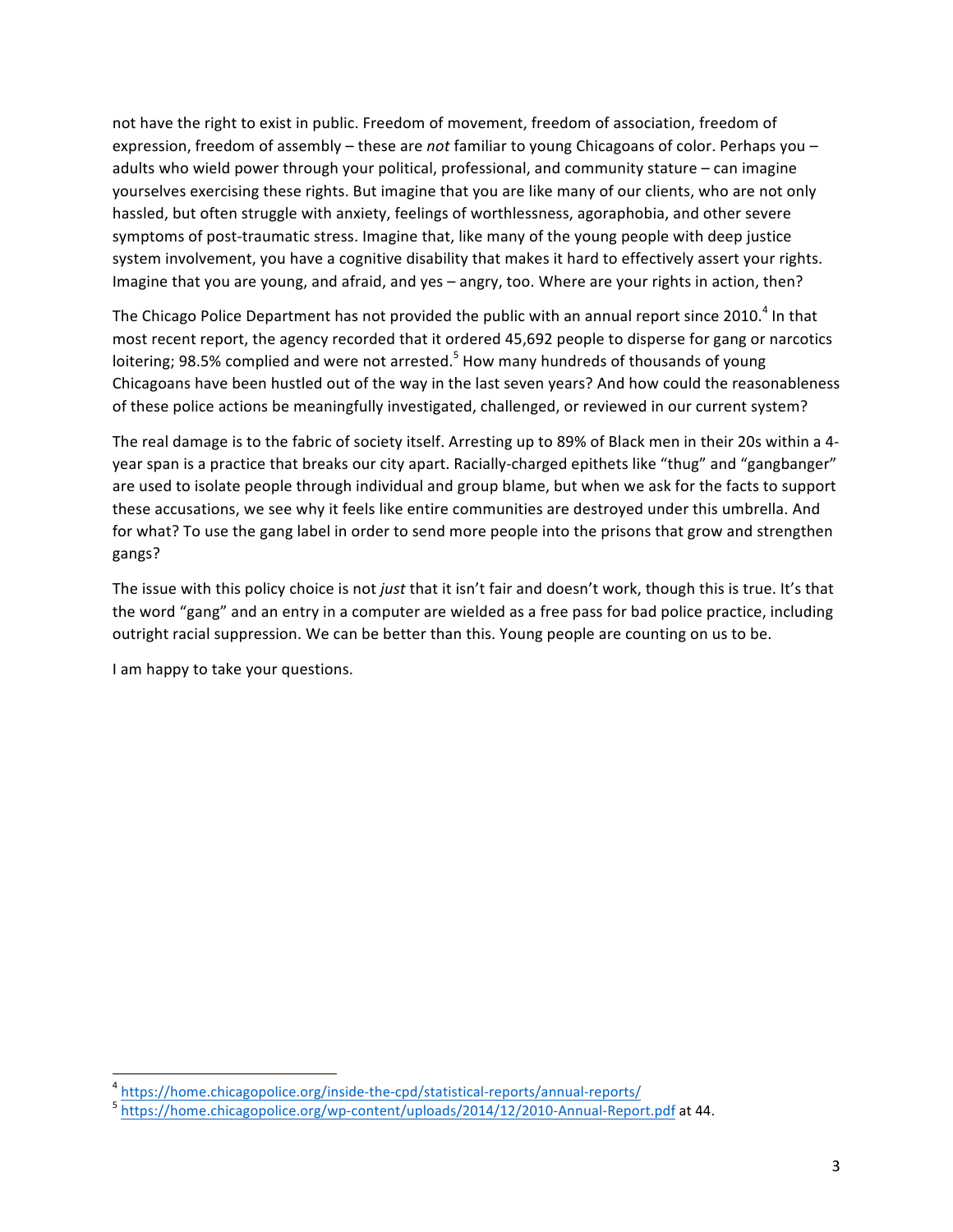not have the right to exist in public. Freedom of movement, freedom of association, freedom of expression, freedom of assembly – these are *not* familiar to young Chicagoans of color. Perhaps you – adults who wield power through your political, professional, and community stature – can imagine yourselves exercising these rights. But imagine that you are like many of our clients, who are not only hassled, but often struggle with anxiety, feelings of worthlessness, agoraphobia, and other severe symptoms of post-traumatic stress. Imagine that, like many of the young people with deep justice system involvement, you have a cognitive disability that makes it hard to effectively assert your rights. Imagine that you are young, and afraid, and yes – angry, too. Where are your rights in action, then?

The Chicago Police Department has not provided the public with an annual report since 2010.[4] In that most recent report, the agency recorded that it ordered 45,692 people to disperse for gang or narcotics loitering; 98.5% complied and were not arrested.[5] How many hundreds of thousands of young Chicagoans have been hustled out of the way in the last seven years? And how could the reasonableness of these police actions be meaningfully investigated, challenged, or reviewed in our current system?

The real damage is to the fabric of society itself. Arresting up to 89% of Black men in their 20s within a 4-year span is a practice that breaks our city apart. Racially-charged epithets like "thug" and "gangbanger" are used to isolate people through individual and group blame, but when we ask for the facts to support these accusations, we see why it feels like entire communities are destroyed under this umbrella. And for what? To use the gang label in order to send more people into the prisons that grow and strengthen gangs?

The issue with this policy choice is not *just* that it isn't fair and doesn't work, though this is true. It's that the word "gang" and an entry in a computer are wielded as a free pass for bad police practice, including outright racial suppression. We can be better than this. Young people are counting on us to be.

I am happy to take your questions.

---

[4] https://home.chicagopolice.org/inside-the-cpd/statistical-reports/annual-reports/

[5] https://home.chicagopolice.org/wp-content/uploads/2014/12/2010-Annual-Report.pdf at 44.